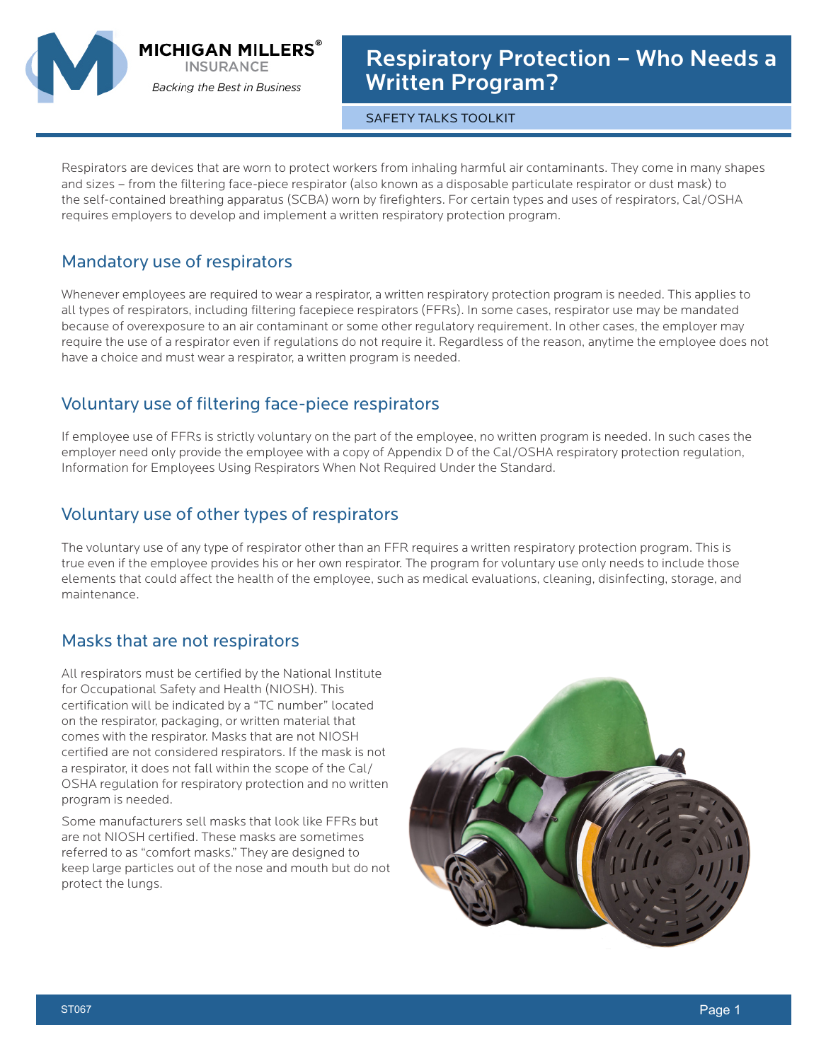# Respiratory Protection – Who Needs a Written Program?

SAFETY TALKS TOOLKIT

Respirators are devices that are worn to protect workers from inhaling harmful air contaminants. They come in many shapes and sizes – from the filtering face-piece respirator (also known as a disposable particulate respirator or dust mask) to the self-contained breathing apparatus (SCBA) worn by firefighters. For certain types and uses of respirators, Cal/OSHA requires employers to develop and implement a written respiratory protection program.

## Mandatory use of respirators

Whenever employees are required to wear a respirator, a written respiratory protection program is needed. This applies to all types of respirators, including filtering facepiece respirators (FFRs). In some cases, respirator use may be mandated because of overexposure to an air contaminant or some other regulatory requirement. In other cases, the employer may require the use of a respirator even if regulations do not require it. Regardless of the reason, anytime the employee does not have a choice and must wear a respirator, a written program is needed.

## Voluntary use of filtering face-piece respirators

If employee use of FFRs is strictly voluntary on the part of the employee, no written program is needed. In such cases the employer need only provide the employee with a copy of Appendix D of the Cal/OSHA respiratory protection regulation, Information for Employees Using Respirators When Not Required Under the Standard.

## Voluntary use of other types of respirators

The voluntary use of any type of respirator other than an FFR requires a written respiratory protection program. This is true even if the employee provides his or her own respirator. The program for voluntary use only needs to include those elements that could affect the health of the employee, such as medical evaluations, cleaning, disinfecting, storage, and maintenance.

## Masks that are not respirators

All respirators must be certified by the National Institute for Occupational Safety and Health (NIOSH). This certification will be indicated by a "TC number" located on the respirator, packaging, or written material that comes with the respirator. Masks that are not NIOSH certified are not considered respirators. If the mask is not a respirator, it does not fall within the scope of the Cal/OSHA regulation for respiratory protection and no written program is needed.

Some manufacturers sell masks that look like FFRs but are not NIOSH certified. These masks are sometimes referred to as "comfort masks." They are designed to keep large particles out of the nose and mouth but do not protect the lungs.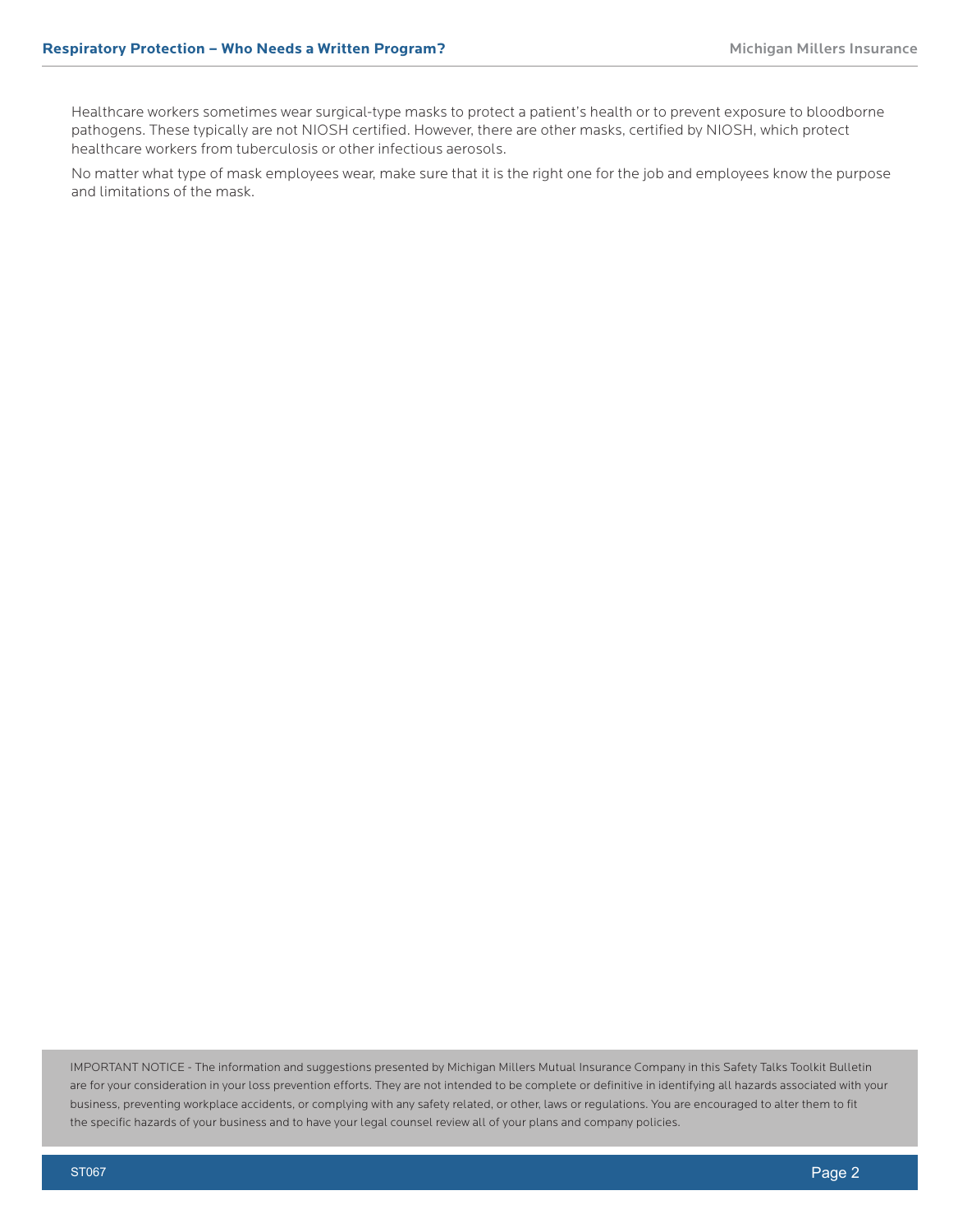Healthcare workers sometimes wear surgical-type masks to protect a patient's health or to prevent exposure to bloodborne pathogens. These typically are not NIOSH certified. However, there are other masks, certified by NIOSH, which protect healthcare workers from tuberculosis or other infectious aerosols.

No matter what type of mask employees wear, make sure that it is the right one for the job and employees know the purpose and limitations of the mask.

IMPORTANT NOTICE - The information and suggestions presented by Michigan Millers Mutual Insurance Company in this Safety Talks Toolkit Bulletin are for your consideration in your loss prevention efforts. They are not intended to be complete or definitive in identifying all hazards associated with your business, preventing workplace accidents, or complying with any safety related, or other, laws or regulations. You are encouraged to alter them to fit the specific hazards of your business and to have your legal counsel review all of your plans and company policies.